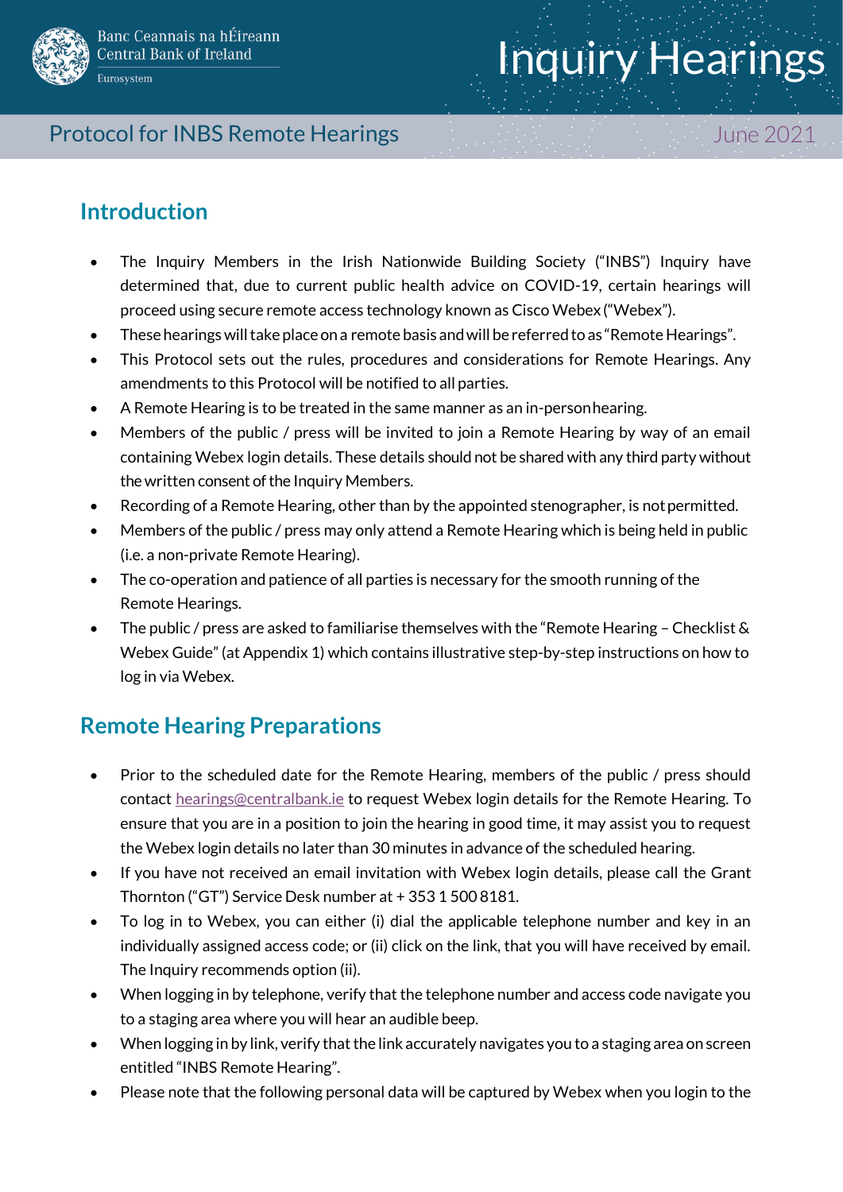Banc Ceannais na hÉireann
Central Bank of Ireland
Eurosystem

# Inquiry Hearings

Protocol for INBS Remote Hearings

June 2021

## Introduction

- The Inquiry Members in the Irish Nationwide Building Society ("INBS") Inquiry have determined that, due to current public health advice on COVID-19, certain hearings will proceed using secure remote access technology known as Cisco Webex ("Webex").
- These hearings will take place on a remote basis and will be referred to as "Remote Hearings".
- This Protocol sets out the rules, procedures and considerations for Remote Hearings. Any amendments to this Protocol will be notified to all parties.
- A Remote Hearing is to be treated in the same manner as an in-person hearing.
- Members of the public / press will be invited to join a Remote Hearing by way of an email containing Webex login details. These details should not be shared with any third party without the written consent of the Inquiry Members.
- Recording of a Remote Hearing, other than by the appointed stenographer, is not permitted.
- Members of the public / press may only attend a Remote Hearing which is being held in public (i.e. a non-private Remote Hearing).
- The co-operation and patience of all parties is necessary for the smooth running of the Remote Hearings.
- The public / press are asked to familiarise themselves with the "Remote Hearing – Checklist & Webex Guide" (at Appendix 1) which contains illustrative step-by-step instructions on how to log in via Webex.

## Remote Hearing Preparations

- Prior to the scheduled date for the Remote Hearing, members of the public / press should contact hearings@centralbank.ie to request Webex login details for the Remote Hearing. To ensure that you are in a position to join the hearing in good time, it may assist you to request the Webex login details no later than 30 minutes in advance of the scheduled hearing.
- If you have not received an email invitation with Webex login details, please call the Grant Thornton ("GT") Service Desk number at + 353 1 500 8181.
- To log in to Webex, you can either (i) dial the applicable telephone number and key in an individually assigned access code; or (ii) click on the link, that you will have received by email. The Inquiry recommends option (ii).
- When logging in by telephone, verify that the telephone number and access code navigate you to a staging area where you will hear an audible beep.
- When logging in by link, verify that the link accurately navigates you to a staging area on screen entitled "INBS Remote Hearing".
- Please note that the following personal data will be captured by Webex when you login to the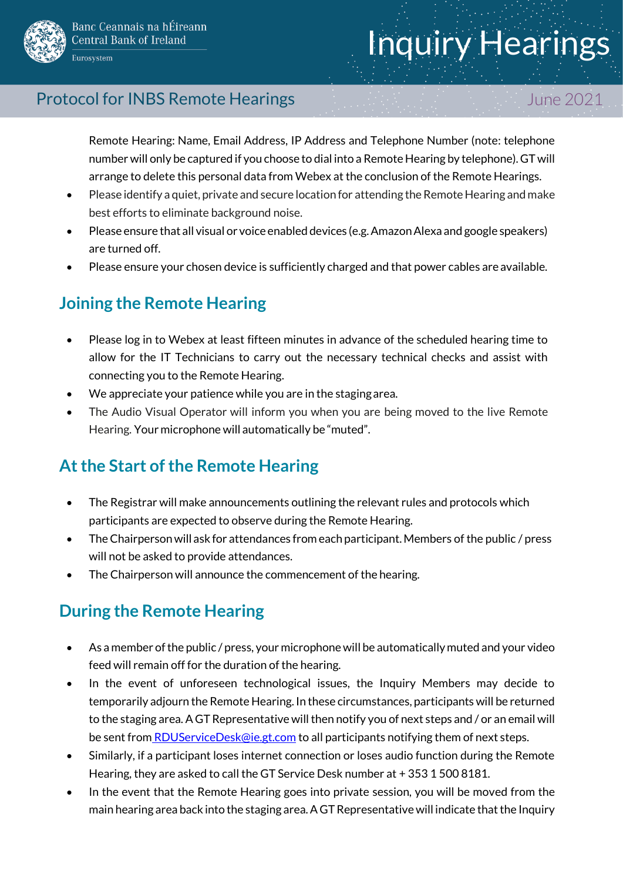Remote Hearing: Name, Email Address, IP Address and Telephone Number (note: telephone number will only be captured if you choose to dial into a Remote Hearing by telephone). GT will arrange to delete this personal data from Webex at the conclusion of the Remote Hearings.

- Please identify a quiet, private and secure location for attending the Remote Hearing and make best efforts to eliminate background noise.
- Please ensure that all visual or voice enabled devices (e.g. Amazon Alexa and google speakers) are turned off.
- Please ensure your chosen device is sufficiently charged and that power cables are available.

## Joining the Remote Hearing

- Please log in to Webex at least fifteen minutes in advance of the scheduled hearing time to allow for the IT Technicians to carry out the necessary technical checks and assist with connecting you to the Remote Hearing.
- We appreciate your patience while you are in the staging area.
- The Audio Visual Operator will inform you when you are being moved to the live Remote Hearing. Your microphone will automatically be "muted".

## At the Start of the Remote Hearing

- The Registrar will make announcements outlining the relevant rules and protocols which participants are expected to observe during the Remote Hearing.
- The Chairperson will ask for attendances from each participant. Members of the public / press will not be asked to provide attendances.
- The Chairperson will announce the commencement of the hearing.

## During the Remote Hearing

- As a member of the public / press, your microphone will be automatically muted and your video feed will remain off for the duration of the hearing.
- In the event of unforeseen technological issues, the Inquiry Members may decide to temporarily adjourn the Remote Hearing. In these circumstances, participants will be returned to the staging area. A GT Representative will then notify you of next steps and / or an email will be sent from RDUServiceDesk@ie.gt.com to all participants notifying them of next steps.
- Similarly, if a participant loses internet connection or loses audio function during the Remote Hearing, they are asked to call the GT Service Desk number at + 353 1 500 8181.
- In the event that the Remote Hearing goes into private session, you will be moved from the main hearing area back into the staging area. A GT Representative will indicate that the Inquiry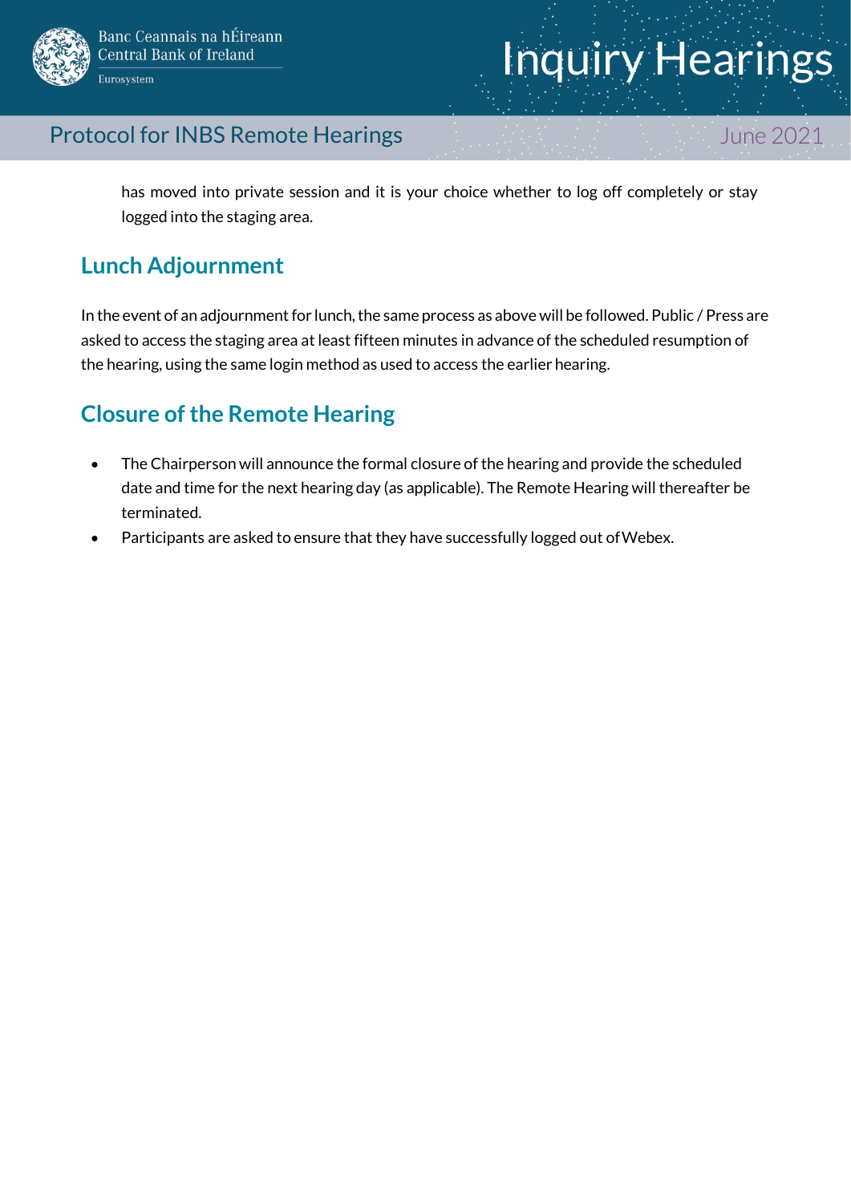has moved into private session and it is your choice whether to log off completely or stay logged into the staging area.

## Lunch Adjournment

In the event of an adjournment for lunch, the same process as above will be followed. Public / Press are asked to access the staging area at least fifteen minutes in advance of the scheduled resumption of the hearing, using the same login method as used to access the earlier hearing.

## Closure of the Remote Hearing

- The Chairperson will announce the formal closure of the hearing and provide the scheduled date and time for the next hearing day (as applicable). The Remote Hearing will thereafter be terminated.
- Participants are asked to ensure that they have successfully logged out of Webex.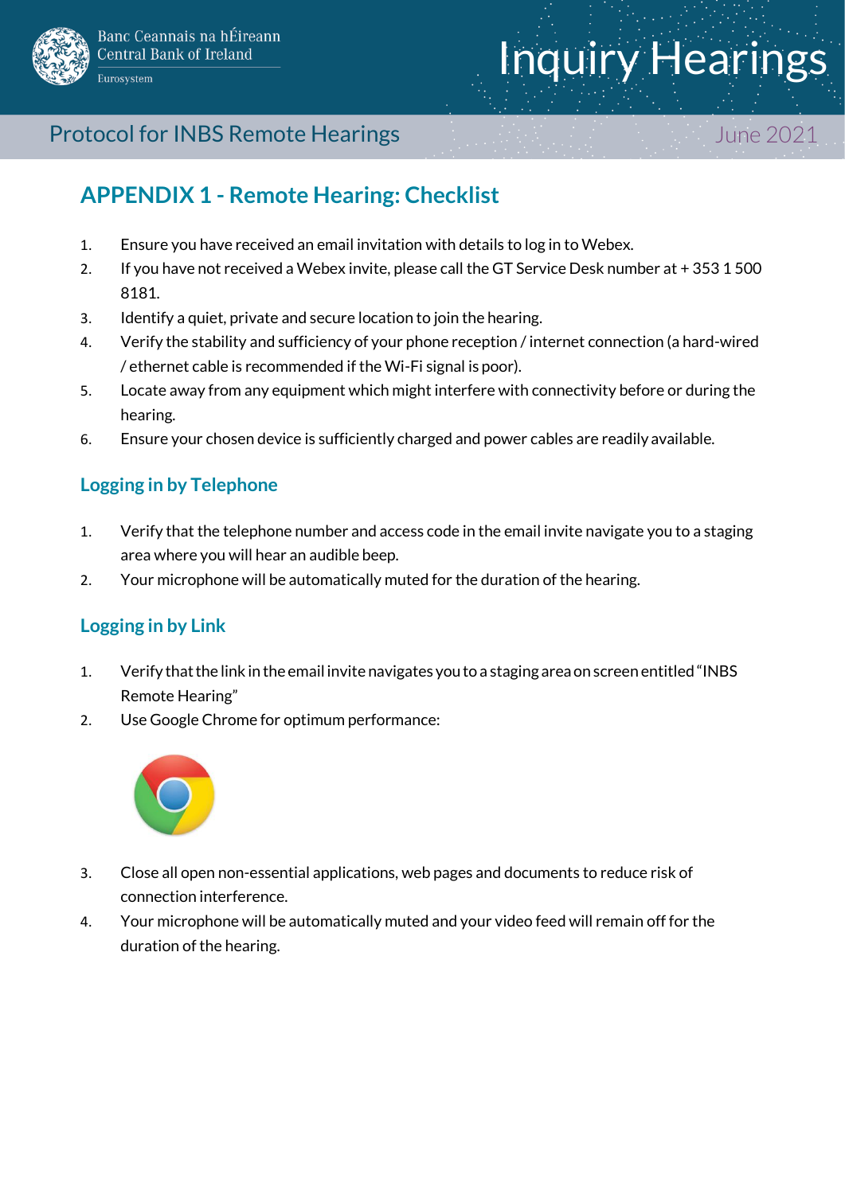# APPENDIX 1 - Remote Hearing: Checklist

1. Ensure you have received an email invitation with details to log in to Webex.
2. If you have not received a Webex invite, please call the GT Service Desk number at + 353 1 500 8181.
3. Identify a quiet, private and secure location to join the hearing.
4. Verify the stability and sufficiency of your phone reception / internet connection (a hard-wired / ethernet cable is recommended if the Wi-Fi signal is poor).
5. Locate away from any equipment which might interfere with connectivity before or during the hearing.
6. Ensure your chosen device is sufficiently charged and power cables are readily available.

## Logging in by Telephone

1. Verify that the telephone number and access code in the email invite navigate you to a staging area where you will hear an audible beep.
2. Your microphone will be automatically muted for the duration of the hearing.

## Logging in by Link

1. Verify that the link in the email invite navigates you to a staging area on screen entitled "INBS Remote Hearing"
2. Use Google Chrome for optimum performance:
3. Close all open non-essential applications, web pages and documents to reduce risk of connection interference.
4. Your microphone will be automatically muted and your video feed will remain off for the duration of the hearing.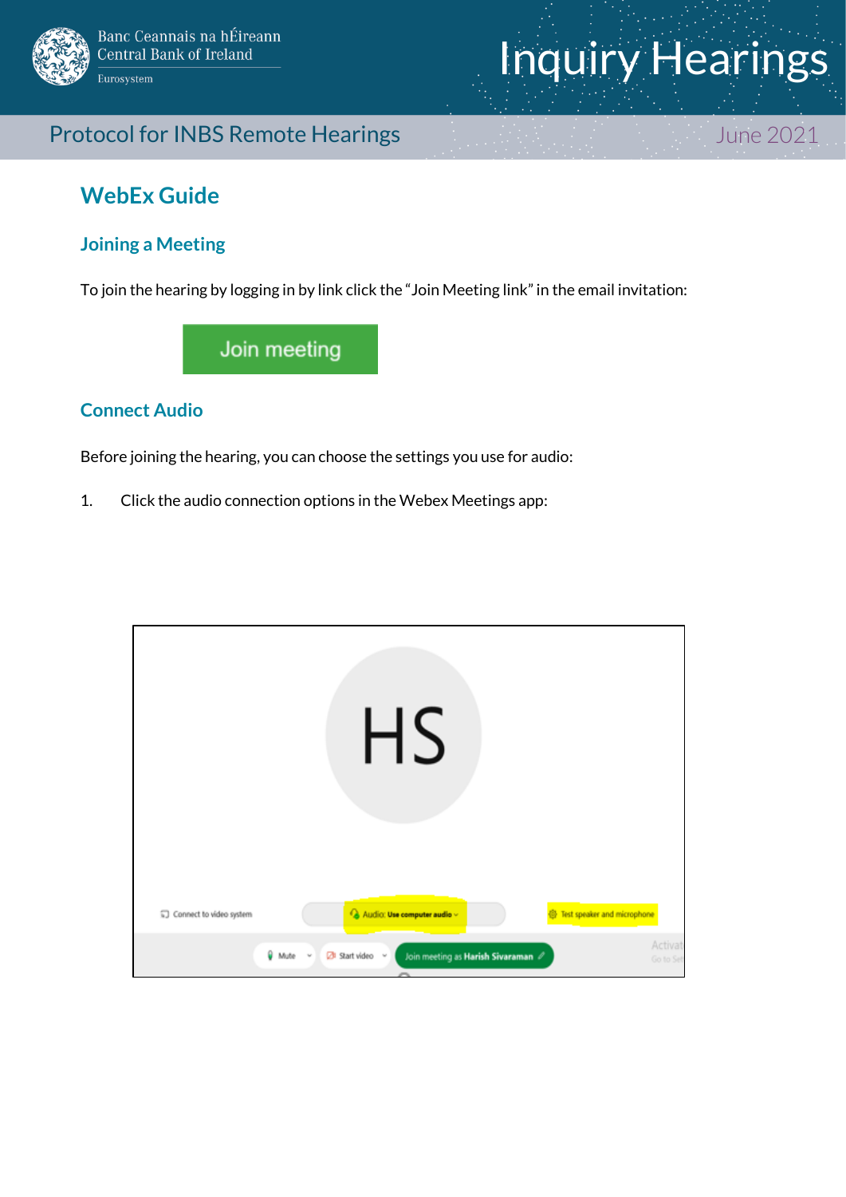## WebEx Guide

### Joining a Meeting

To join the hearing by logging in by link click the “Join Meeting link” in the email invitation:

### Connect Audio

Before joining the hearing, you can choose the settings you use for audio:

1. Click the audio connection options in the Webex Meetings app: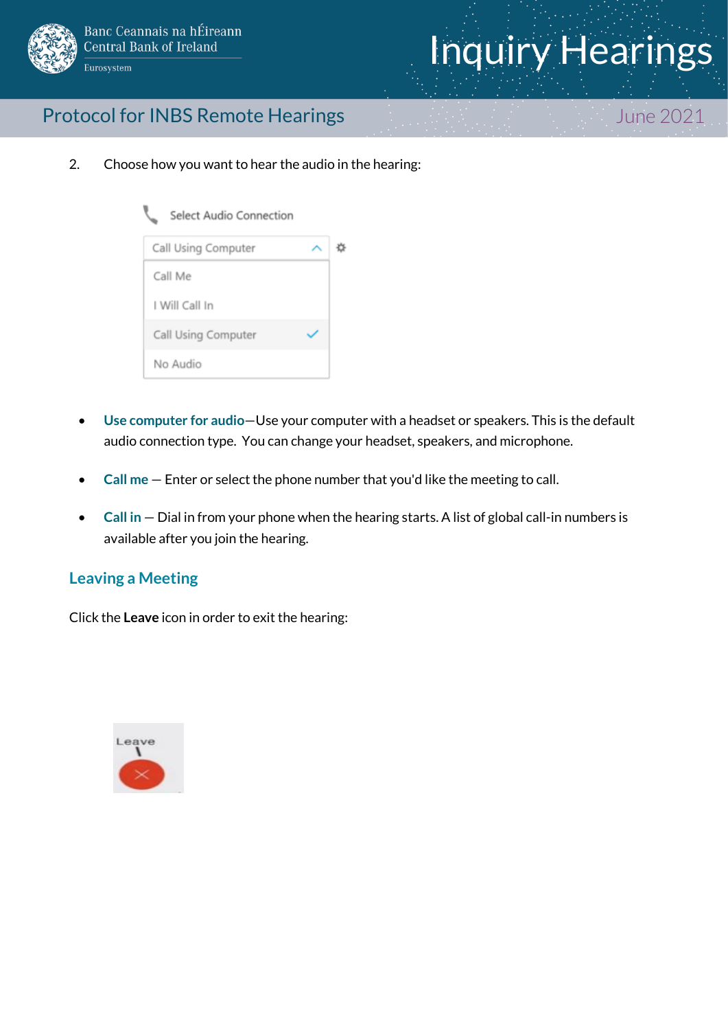2. Choose how you want to hear the audio in the hearing:

- **Use computer for audio**—Use your computer with a headset or speakers. This is the default audio connection type. You can change your headset, speakers, and microphone.
- **Call me** — Enter or select the phone number that you'd like the meeting to call.
- **Call in** — Dial in from your phone when the hearing starts. A list of global call-in numbers is available after you join the hearing.

## Leaving a Meeting

Click the **Leave** icon in order to exit the hearing: